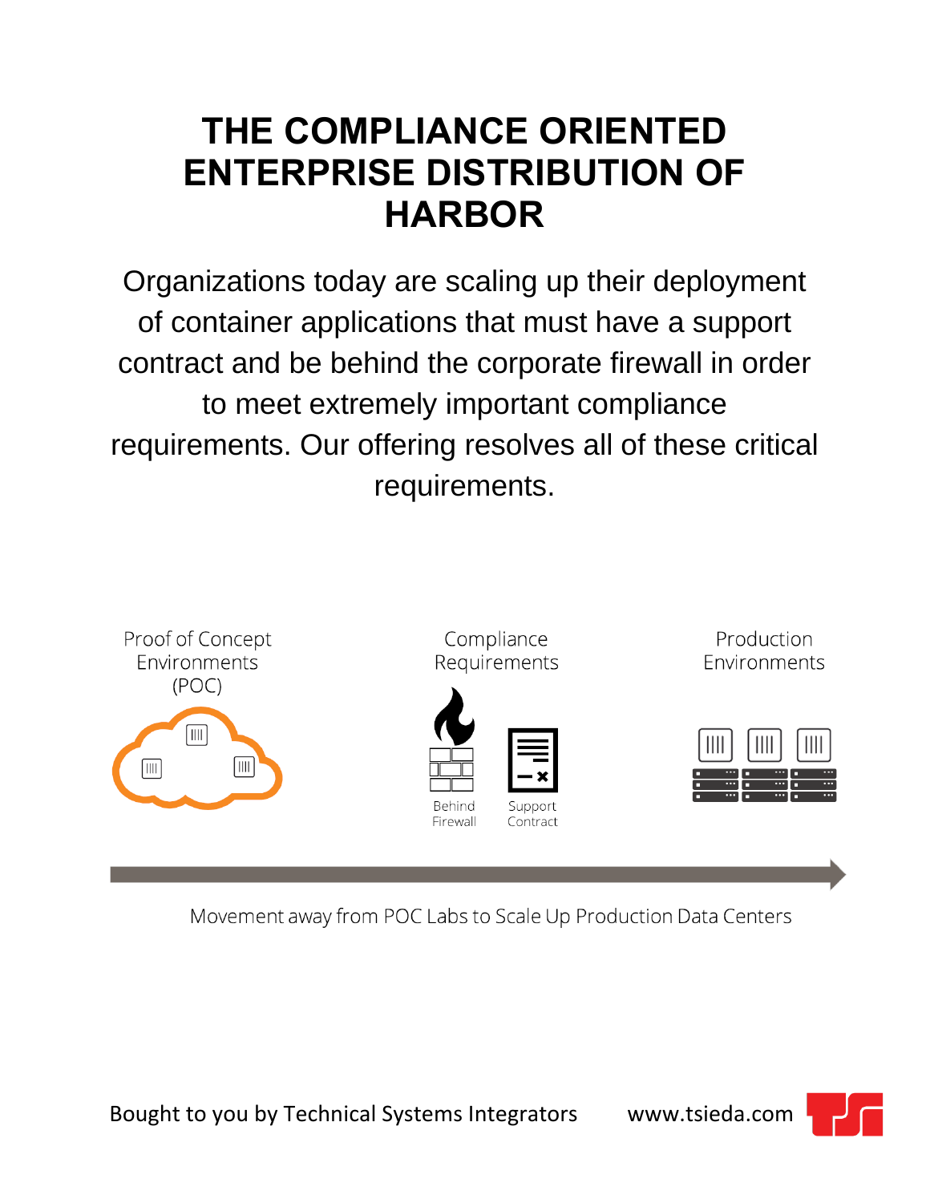# THE COMPLIANCE ORIENTED ENTERPRISE DISTRIBUTION OF HARBOR

Organizations today are scaling up their deployment of container applications that must have a support contract and be behind the corporate firewall in order to meet extremely important compliance requirements. Our offering resolves all of these critical requirements.

Proof of Concept Environments (POC)

Compliance Requirements

Behind Firewall

Support Contract

Production Environments

Movement away from POC Labs to Scale Up Production Data Centers

Bought to you by Technical Systems Integrators www.tsieda.com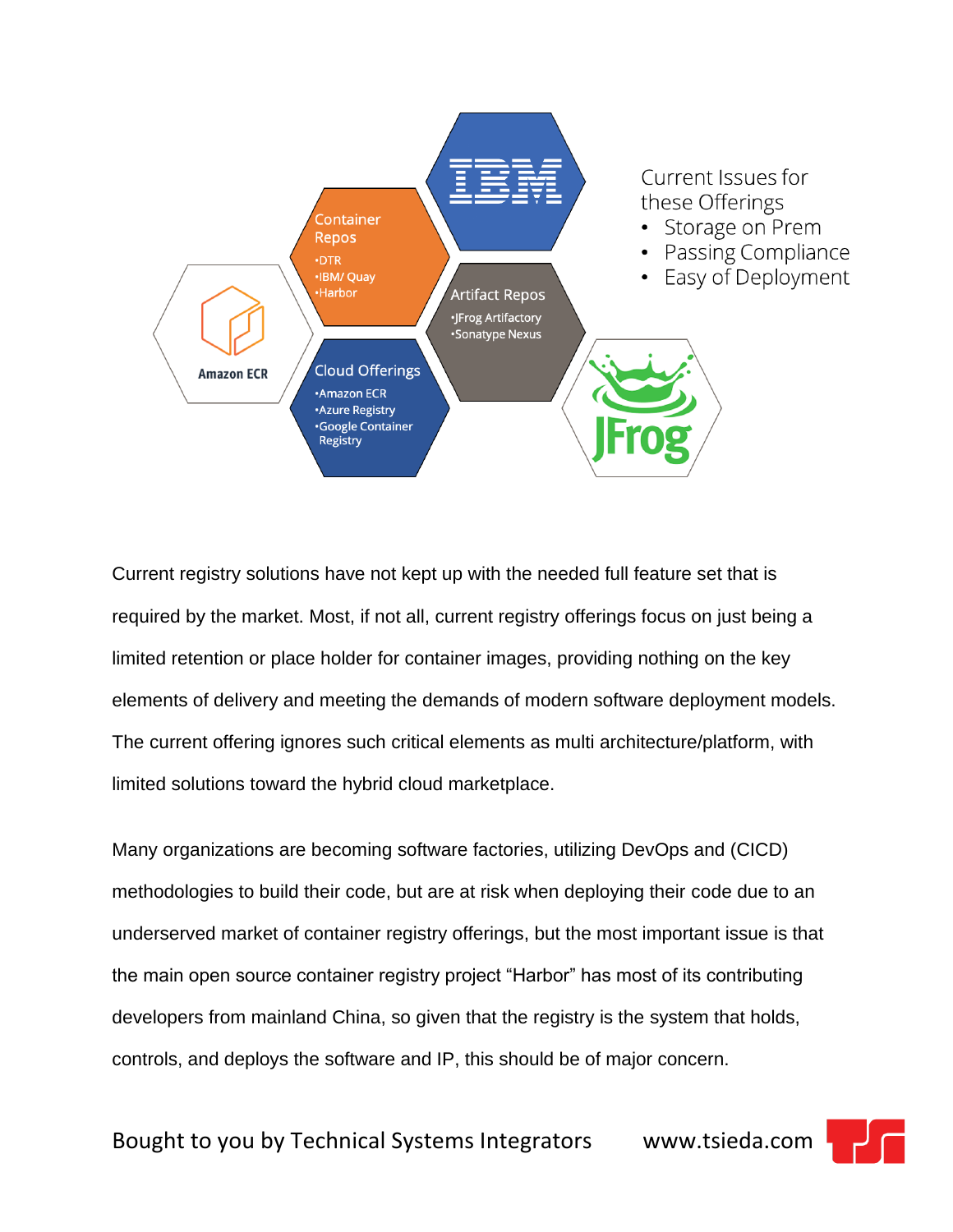Container Repos
- DTR
- IBM/ Quay
- Harbor

Artifact Repos
- JFrog Artifactory
- Sonatype Nexus

Cloud Offerings
- Amazon ECR
- Azure Registry
- Google Container Registry

Current Issues for these Offerings
- Storage on Prem
- Passing Compliance
- Easy of Deployment

Current registry solutions have not kept up with the needed full feature set that is required by the market. Most, if not all, current registry offerings focus on just being a limited retention or place holder for container images, providing nothing on the key elements of delivery and meeting the demands of modern software deployment models. The current offering ignores such critical elements as multi architecture/platform, with limited solutions toward the hybrid cloud marketplace.

Many organizations are becoming software factories, utilizing DevOps and (CICD) methodologies to build their code, but are at risk when deploying their code due to an underserved market of container registry offerings, but the most important issue is that the main open source container registry project "Harbor" has most of its contributing developers from mainland China, so given that the registry is the system that holds, controls, and deploys the software and IP, this should be of major concern.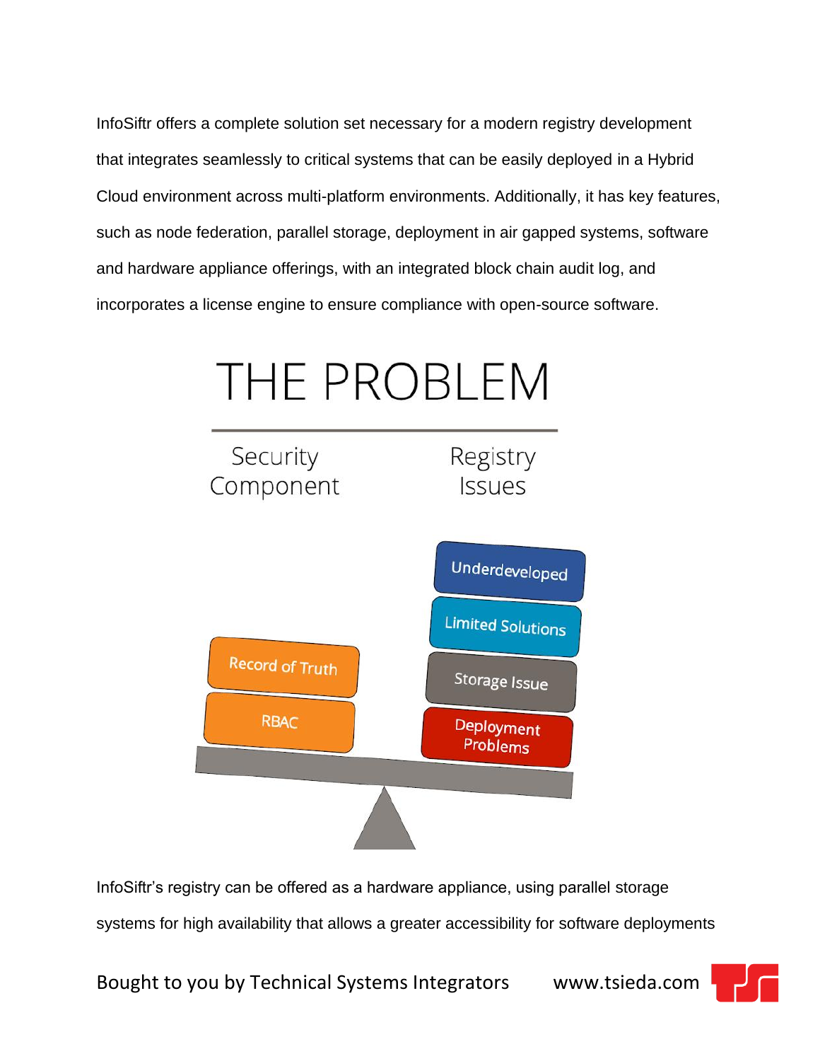InfoSiftr offers a complete solution set necessary for a modern registry development that integrates seamlessly to critical systems that can be easily deployed in a Hybrid Cloud environment across multi-platform environments. Additionally, it has key features, such as node federation, parallel storage, deployment in air gapped systems, software and hardware appliance offerings, with an integrated block chain audit log, and incorporates a license engine to ensure compliance with open-source software.

# THE PROBLEM

| Security Component | Registry Issues |
| --- | --- |
| Record of Truth | Underdeveloped |
| RBAC | Limited Solutions |
| | Storage Issue |
| | Deployment Problems |

InfoSiftr's registry can be offered as a hardware appliance, using parallel storage systems for high availability that allows a greater accessibility for software deployments

Bought to you by Technical Systems Integrators www.tsieda.com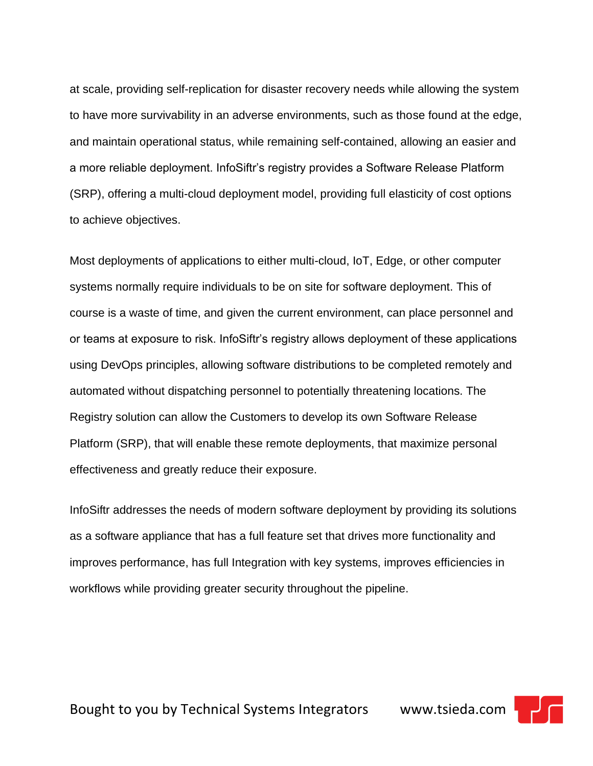at scale, providing self-replication for disaster recovery needs while allowing the system to have more survivability in an adverse environments, such as those found at the edge, and maintain operational status, while remaining self-contained, allowing an easier and a more reliable deployment. InfoSiftr's registry provides a Software Release Platform (SRP), offering a multi-cloud deployment model, providing full elasticity of cost options to achieve objectives.

Most deployments of applications to either multi-cloud, IoT, Edge, or other computer systems normally require individuals to be on site for software deployment. This of course is a waste of time, and given the current environment, can place personnel and or teams at exposure to risk. InfoSiftr's registry allows deployment of these applications using DevOps principles, allowing software distributions to be completed remotely and automated without dispatching personnel to potentially threatening locations. The Registry solution can allow the Customers to develop its own Software Release Platform (SRP), that will enable these remote deployments, that maximize personal effectiveness and greatly reduce their exposure.

InfoSiftr addresses the needs of modern software deployment by providing its solutions as a software appliance that has a full feature set that drives more functionality and improves performance, has full Integration with key systems, improves efficiencies in workflows while providing greater security throughout the pipeline.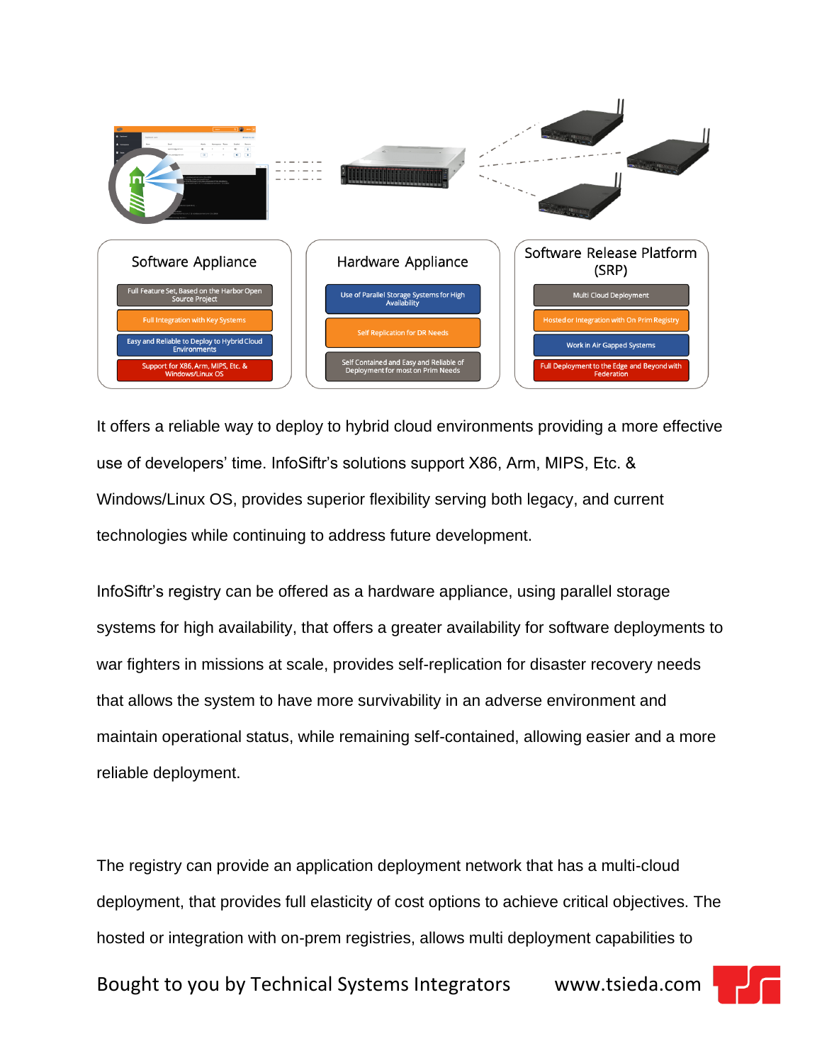### Software Appliance

- Full Feature Set, Based on the Harbor Open Source Project
- Full Integration with Key Systems
- Easy and Reliable to Deploy to Hybrid Cloud Environments
- Support for X86, Arm, MIPS, Etc. & Windows/Linux OS

### Hardware Appliance

- Use of Parallel Storage Systems for High Availability
- Self Replication for DR Needs
- Self Contained and Easy and Reliable of Deployment for most on Prim Needs

### Software Release Platform (SRP)

- Multi Cloud Deployment
- Hosted or Integration with On Prim Registry
- Work in Air Gapped Systems
- Full Deployment to the Edge and Beyond with Federation

It offers a reliable way to deploy to hybrid cloud environments providing a more effective use of developers' time. InfoSiftr's solutions support X86, Arm, MIPS, Etc. & Windows/Linux OS, provides superior flexibility serving both legacy, and current technologies while continuing to address future development.

InfoSiftr's registry can be offered as a hardware appliance, using parallel storage systems for high availability, that offers a greater availability for software deployments to war fighters in missions at scale, provides self-replication for disaster recovery needs that allows the system to have more survivability in an adverse environment and maintain operational status, while remaining self-contained, allowing easier and a more reliable deployment.

The registry can provide an application deployment network that has a multi-cloud deployment, that provides full elasticity of cost options to achieve critical objectives. The hosted or integration with on-prem registries, allows multi deployment capabilities to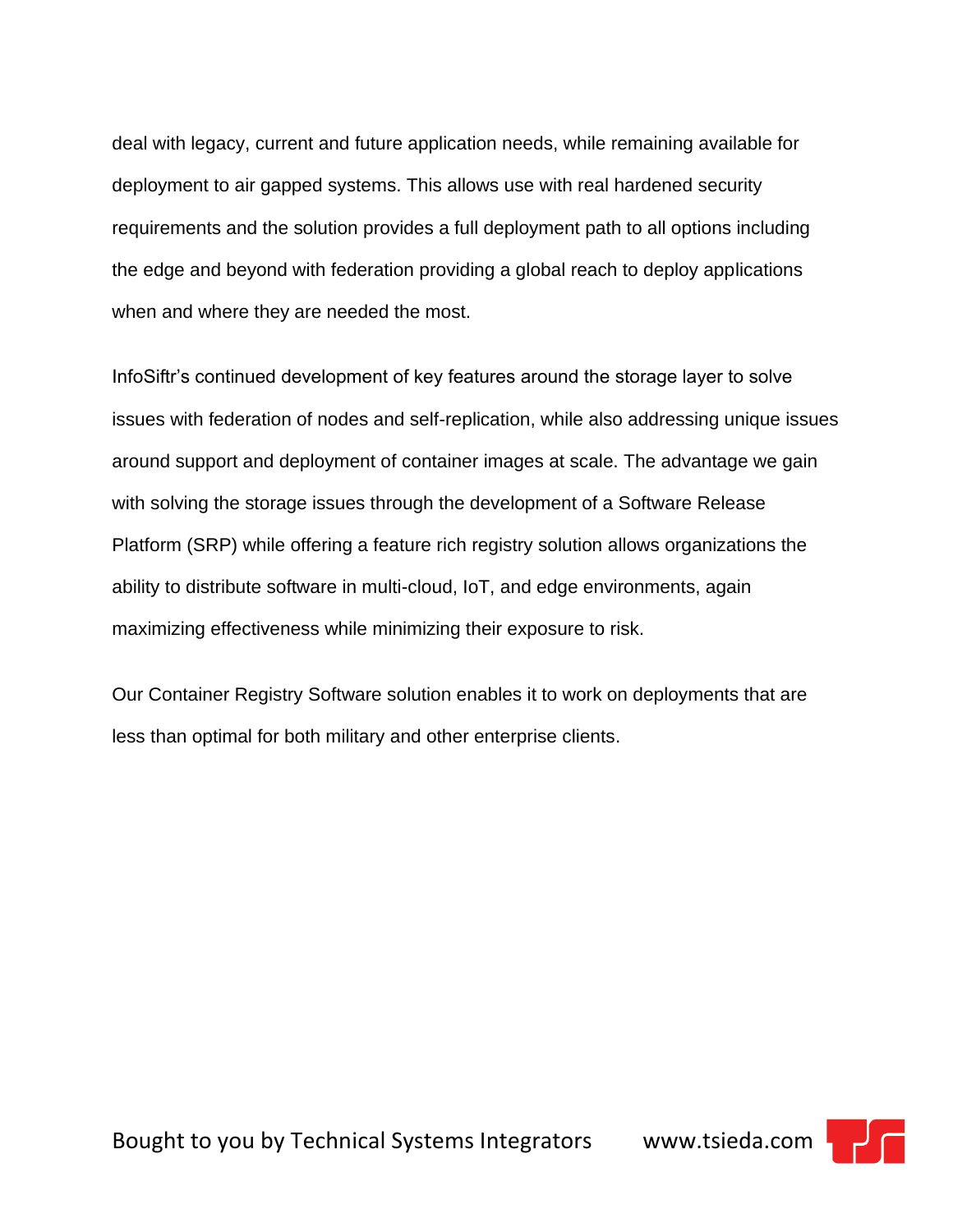deal with legacy, current and future application needs, while remaining available for deployment to air gapped systems. This allows use with real hardened security requirements and the solution provides a full deployment path to all options including the edge and beyond with federation providing a global reach to deploy applications when and where they are needed the most.

InfoSiftr's continued development of key features around the storage layer to solve issues with federation of nodes and self-replication, while also addressing unique issues around support and deployment of container images at scale. The advantage we gain with solving the storage issues through the development of a Software Release Platform (SRP) while offering a feature rich registry solution allows organizations the ability to distribute software in multi-cloud, IoT, and edge environments, again maximizing effectiveness while minimizing their exposure to risk.

Our Container Registry Software solution enables it to work on deployments that are less than optimal for both military and other enterprise clients.